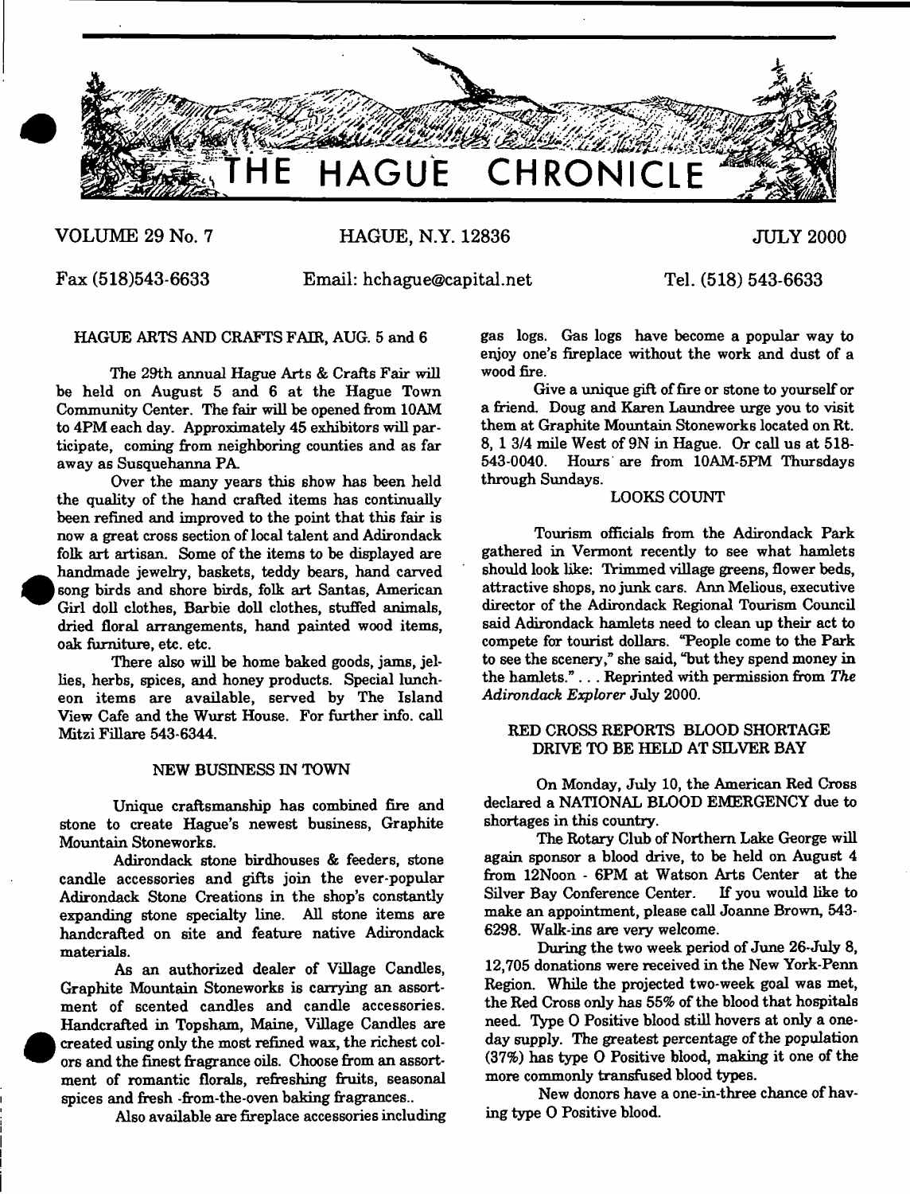# THE HAGUE CHRONICLE

VOLUME 29 No. 7 HAGUE, N.Y. 12836 JULY 2000

Fax (518)543-6633 Email: hchague@capital.net Tel. (518) 543-6633

## HAGUE ARTS AND CRAFTS FAIR, AUG. 5 and 6

The 29th annual Hague Arts & Crafts Fair will be held on August 5 and 6 at the Hague Town Community Center. The fair will be opened from 10AM to 4PM each day. Approximately 45 exhibitors will participate, coming from neighboring counties and as far away as Susquehanna PA.

Over the many years this show has been held the quality of the hand crafted items has continually been refined and improved to the point that this fair is now a great cross section of local talent and Adirondack folk art artisan. Some of the items to be displayed are handmade jewelry, baskets, teddy bears, hand carved song birds and shore birds, folk art Santas, American Girl doll clothes, Barbie doll clothes, stuffed animals, dried floral arrangements, hand painted wood items, oak furniture, etc. etc.

There also will be home baked goods, jams, jellies, herbs, spices, and honey products. Special luncheon items are available, served by The Island View Cafe and the Wurst House. For further info. call Mitzi Fillare 543-6344.

## NEW BUSINESS IN TOWN

Unique craftsmanship has combined fire and stone to create Hague's newest business, Graphite Mountain Stoneworks.

Adirondack stone birdhouses & feeders, stone candle accessories and gifts join the ever-popular Adirondack Stone Creations in the shop's constantly expanding stone specialty line. All stone items are handcrafted on site and feature native Adirondack materials.

As an authorized dealer of Village Candles, Graphite Mountain Stoneworks is carrying an assortment of scented candles and candle accessories. Handcrafted in Topsham, Maine, Village Candles are created using only the most refined wax, the richest colors and the finest fragrance oils. Choose from an assortment of romantic florals, refreshing fruits, seasonal spices and fresh -from-the-oven baking fragrances..

Also available are fireplace accessories including gas logs. Gas logs have become a popular way to enjoy one's fireplace without the work and dust of a wood fire.

Give a unique gift of fire or stone to yourself or a friend. Doug and Karen Laundree urge you to visit them at Graphite Mountain Stoneworks located on Rt. 8, 1 3/4 mile West of 9N in Hague. Or call us at 518-543-0040. Hours are from 10AM-5PM Thursdays through Sundays.

## LOOKS COUNT

Tourism officials from the Adirondack Park gathered in Vermont recently to see what hamlets should look like: Trimmed village greens, flower beds, attractive shops, no junk cars. Ann Melious, executive director of the Adirondack Regional Tourism Council said Adirondack hamlets need to clean up their act to compete for tourist dollars. "People come to the Park to see the scenery," she said, "but they spend money in the hamlets." . . . Reprinted with permission from *The Adirondack Explorer* July 2000.

## RED CROSS REPORTS BLOOD SHORTAGE DRIVE TO BE HELD AT SILVER BAY

On Monday, July 10, the American Red Cross declared a NATIONAL BLOOD EMERGENCY due to shortages in this country.

The Rotary Club of Northern Lake George will again sponsor a blood drive, to be held on August 4 from 12Noon - 6PM at Watson Arts Center at the Silver Bay Conference Center. If you would like to make an appointment, please call Joanne Brown, 543-6298. Walk-ins are very welcome.

During the two week period of June 26-July 8, 12,705 donations were received in the New York-Penn Region. While the projected two-week goal was met, the Red Cross only has 55% of the blood that hospitals need. Type O Positive blood still hovers at only a one-day supply. The greatest percentage of the population (37%) has type O Positive blood, making it one of the more commonly transfused blood types.

New donors have a one-in-three chance of having type O Positive blood.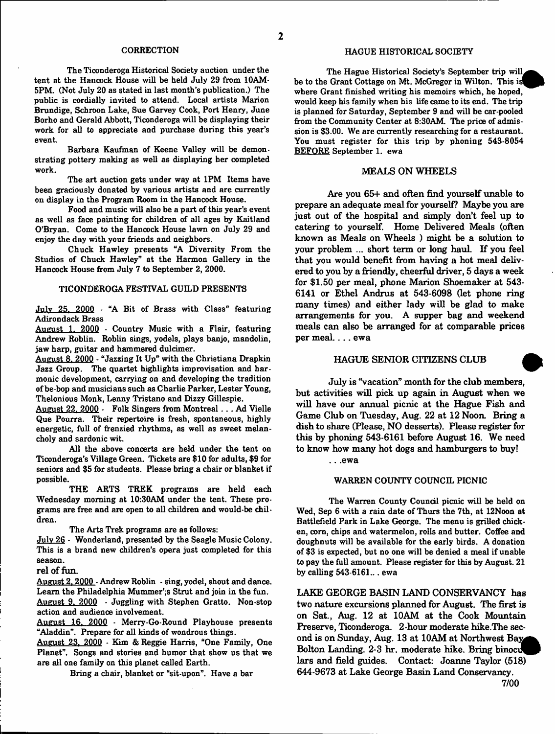## CORRECTION

The Ticonderoga Historical Society auction under the tent at the Hancock House will be held July 29 from 10AM-5PM. (Not July 20 as stated in last month's publication.) The public is cordially invited to attend. Local artists Marion Brundige, Schroon Lake, Sue Garvey Cook, Port Henry, June Borho and Gerald Abbott, Ticonderoga will be displaying their work for all to appreciate and purchase during this year's event.

Barbara Kaufman of Keene Valley will be demonstrating pottery making as well as displaying her completed work.

The art auction gets under way at 1PM Items have been graciously donated by various artists and are currently on display in the Program Room in the Hancock House.

Food and music will also be a part of this year's event as well as face painting for children of all ages by Kaitland O'Bryan. Come to the Hancock House lawn on July 29 and enjoy the day with your friends and neighbors.

Chuck Hawley presents "A Diversity From the Studios of Chuck Hawley" at the Harmon Gallery in the Hancock House from July 7 to September 2, 2000.

## TICONDEROGA FESTIVAL GUILD PRESENTS

July 25, 2000 - "A Bit of Brass with Class" featuring Adirondack Brass

August 1, 2000 - Country Music with a Flair, featuring Andrew Roblin. Roblin sings, yodels, plays banjo, mandolin, jaw harp, guitar and hammered dulcimer.

August 8, 2000 - "Jazzing It Up" with the Christiana Drapkin Jazz Group. The quartet highlights improvisation and harmonic development, carrying on and developing the tradition of be-bop and musicians such as Charlie Parker, Lester Young, Thelonious Monk, Lenny Tristano and Dizzy Gillespie.

August 22, 2000 - Folk Singers from Montreal . . . Ad Vielle Que Pourra. Their repertoire is fresh, spontaneous, highly energetic, full of frenzied rhythms, as well as sweet melancholy and sardonic wit.

All the above concerts are held under the tent on Ticonderoga's Village Green. Tickets are $10 for adults, $9 for seniors and $5 for students. Please bring a chair or blanket if possible.

THE ARTS TREK programs are held each Wednesday morning at 10:30AM under the tent. These programs are free and are open to all children and would-be children.

The Arts Trek programs are as follows:

July 26 - Wonderland, presented by the Seagle Music Colony. This is a brand new children's opera just completed for this season.

rel of fun.

August 2, 2000 - Andrew Roblin - sing, yodel, shout and dance. Learn the Philadelphia Mummer';s Strut and join in the fun.

August 9, 2000 - Juggling with Stephen Gratto. Non-stop action and audience involvement.

August 16, 2000 - Merry-Go-Round Playhouse presents "Aladdin". Prepare for all kinds of wondrous things.

August 23, 2000 - Kim & Reggie Harris, "One Family, One Planet". Songs and stories and humor that show us that we are all one family on this planet called Earth.

Bring a chair, blanket or "sit-upon". Have a bar

## HAGUE HISTORICAL SOCIETY

The Hague Historical Society's September trip will be to the Grant Cottage on Mt. McGregor in Wilton. This is where Grant finished writing his memoirs which, he hoped, would keep his family when his life came to its end. The trip is planned for Saturday, September 9 and will be car-pooled from the Community Center at 8:30AM. The price of admission is $3.00. We are currently researching for a restaurant. You must register for this trip by phoning 543-8054 BEFORE September 1. ewa

## MEALS ON WHEELS

Are you 65+ and often find yourself unable to prepare an adequate meal for yourself? Maybe you are just out of the hospital and simply don't feel up to catering to yourself. Home Delivered Meals (often known as Meals on Wheels ) might be a solution to your problem ... short term or long haul. If you feel that you would benefit from having a hot meal delivered to you by a friendly, cheerful driver, 5 days a week for $1.50 per meal, phone Marion Shoemaker at 543-6141 or Ethel Andrus at 543-6098 (let phone ring many times) and either lady will be glad to make arrangements for you. A supper bag and weekend meals can also be arranged for at comparable prices per meal. . . . ewa

## HAGUE SENIOR CITIZENS CLUB

July is "vacation" month for the club members, but activities will pick up again in August when we will have our annual picnic at the Hague Fish and Game Club on Tuesday, Aug. 22 at 12 Noon. Bring a dish to share (Please, NO desserts). Please register for this by phoning 543-6161 before August 16. We need to know how many hot dogs and hamburgers to buy!

. . .ewa

## WARREN COUNTY COUNCIL PICNIC

The Warren County Council picnic will be held on Wed, Sep 6 with a rain date of Thurs the 7th, at 12Noon at Battlefield Park in Lake George. The menu is grilled chicken, corn, chips and watermelon, rolls and butter. Coffee and doughnuts will be available for the early birds. A donation of $3 is expected, but no one will be denied a meal if unable to pay the full amount. Please register for this by August. 21 by calling 543-6161.. . ewa

LAKE GEORGE BASIN LAND CONSERVANCY has two nature excursions planned for August. The first is on Sat., Aug. 12 at 10AM at the Cook Mountain Preserve, Ticonderoga. 2-hour moderate hike.The second is on Sunday, Aug. 13 at 10AM at Northwest Bay, Bolton Landing. 2-3 hr. moderate hike. Bring binoculars and field guides. Contact: Joanne Taylor (518) 644-9673 at Lake George Basin Land Conservancy.

7/00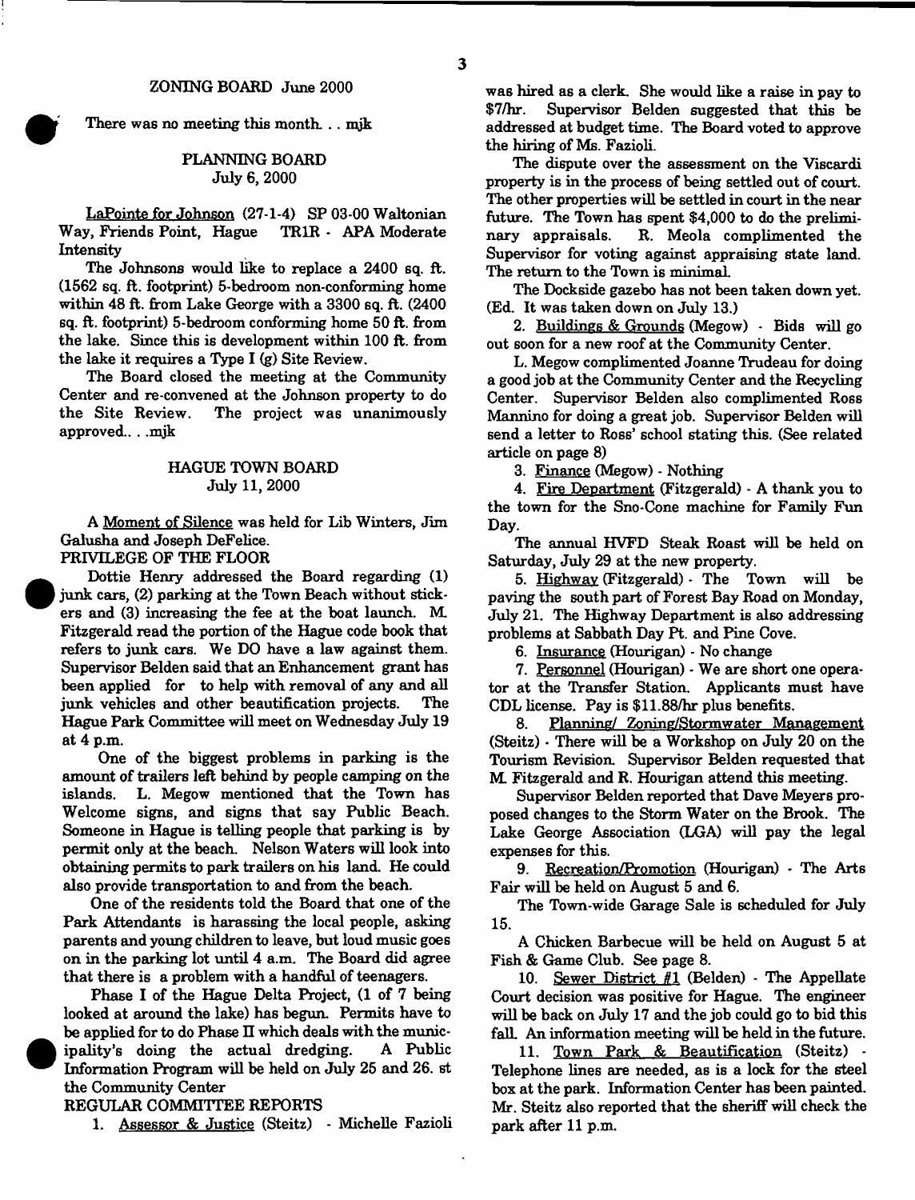## ZONING BOARD June 2000

There was no meeting this month. . . mjk

## PLANNING BOARD
### July 6, 2000

LaPointe for Johnson (27-1-4) SP 03-00 Waltonian Way, Friends Point, Hague TR1R - APA Moderate Intensity

The Johnsons would like to replace a 2400 sq. ft. (1562 sq. ft. footprint) 5-bedroom non-conforming home within 48 ft. from Lake George with a 3300 sq. ft. (2400 sq. ft. footprint) 5-bedroom conforming home 50 ft. from the lake. Since this is development within 100 ft. from the lake it requires a Type I (g) Site Review.

The Board closed the meeting at the Community Center and re-convened at the Johnson property to do the Site Review. The project was unanimously approved.. . .mjk

## HAGUE TOWN BOARD
### July 11, 2000

A Moment of Silence was held for Lib Winters, Jim Galusha and Joseph DeFelice.

PRIVILEGE OF THE FLOOR

Dottie Henry addressed the Board regarding (1) junk cars, (2) parking at the Town Beach without stickers and (3) increasing the fee at the boat launch. M. Fitzgerald read the portion of the Hague code book that refers to junk cars. We DO have a law against them. Supervisor Belden said that an Enhancement grant has been applied for to help with removal of any and all junk vehicles and other beautification projects. The Hague Park Committee will meet on Wednesday July 19 at 4 p.m.

One of the biggest problems in parking is the amount of trailers left behind by people camping on the islands. L. Megow mentioned that the Town has Welcome signs, and signs that say Public Beach. Someone in Hague is telling people that parking is by permit only at the beach. Nelson Waters will look into obtaining permits to park trailers on his land. He could also provide transportation to and from the beach.

One of the residents told the Board that one of the Park Attendants is harassing the local people, asking parents and young children to leave, but loud music goes on in the parking lot until 4 a.m. The Board did agree that there is a problem with a handful of teenagers.

Phase I of the Hague Delta Project, (1 of 7 being looked at around the lake) has begun. Permits have to be applied for to do Phase II which deals with the municipality's doing the actual dredging. A Public Information Program will be held on July 25 and 26. st the Community Center

REGULAR COMMITTEE REPORTS

1. Assessor & Justice (Steitz) - Michelle Fazioli was hired as a clerk. She would like a raise in pay to $7/hr. Supervisor Belden suggested that this be addressed at budget time. The Board voted to approve the hiring of Ms. Fazioli.

The dispute over the assessment on the Viscardi property is in the process of being settled out of court. The other properties will be settled in court in the near future. The Town has spent $4,000 to do the preliminary appraisals. R. Meola complimented the Supervisor for voting against appraising state land. The return to the Town is minimal.

The Dockside gazebo has not been taken down yet. (Ed. It was taken down on July 13.)

2. Buildings & Grounds (Megow) - Bids will go out soon for a new roof at the Community Center.

L. Megow complimented Joanne Trudeau for doing a good job at the Community Center and the Recycling Center. Supervisor Belden also complimented Ross Mannino for doing a great job. Supervisor Belden will send a letter to Ross' school stating this. (See related article on page 8)

3. Finance (Megow) - Nothing

4. Fire Department (Fitzgerald) - A thank you to the town for the Sno-Cone machine for Family Fun Day.

The annual HVFD Steak Roast will be held on Saturday, July 29 at the new property.

5. Highway (Fitzgerald) - The Town will be paving the south part of Forest Bay Road on Monday, July 21. The Highway Department is also addressing problems at Sabbath Day Pt. and Pine Cove.

6. Insurance (Hourigan) - No change

7. Personnel (Hourigan) - We are short one operator at the Transfer Station. Applicants must have CDL license. Pay is $11.88/hr plus benefits.

8. Planning/ Zoning/Stormwater Management (Steitz) - There will be a Workshop on July 20 on the Tourism Revision. Supervisor Belden requested that M. Fitzgerald and R. Hourigan attend this meeting.

Supervisor Belden reported that Dave Meyers proposed changes to the Storm Water on the Brook. The Lake George Association (LGA) will pay the legal expenses for this.

9. Recreation/Promotion (Hourigan) - The Arts Fair will be held on August 5 and 6.

The Town-wide Garage Sale is scheduled for July 15.

A Chicken Barbecue will be held on August 5 at Fish & Game Club. See page 8.

10. Sewer District #1 (Belden) - The Appellate Court decision was positive for Hague. The engineer will be back on July 17 and the job could go to bid this fall. An information meeting will be held in the future.

11. Town Park & Beautification (Steitz) - Telephone lines are needed, as is a lock for the steel box at the park. Information Center has been painted. Mr. Steitz also reported that the sheriff will check the park after 11 p.m.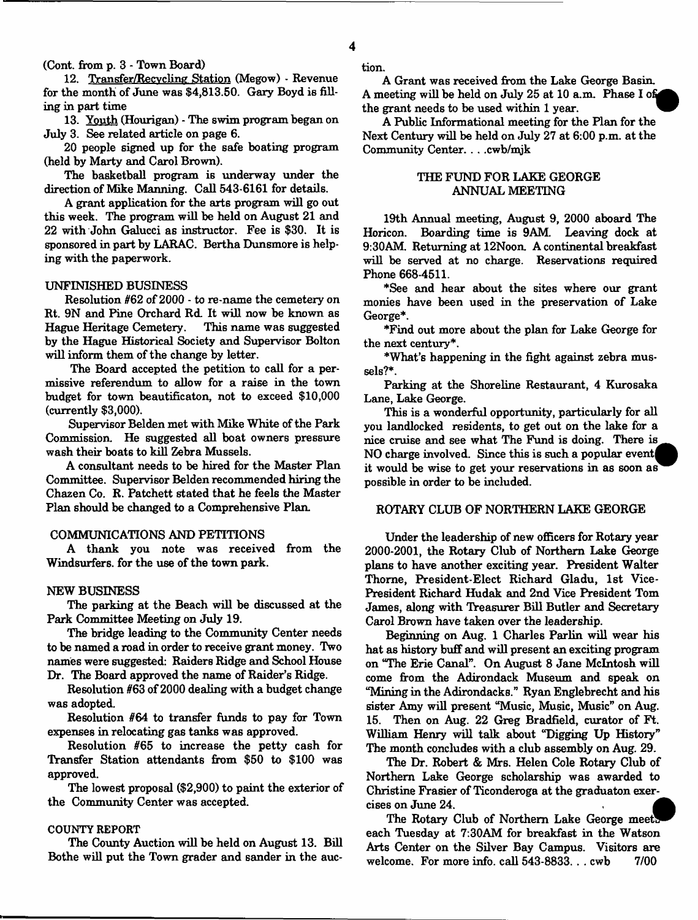(Cont. from p. 3 - Town Board)

12. Transfer/Recycling Station (Megow) - Revenue for the month of June was $4,813.50. Gary Boyd is filling in part time

13. Youth (Hourigan) - The swim program began on July 3. See related article on page 6.

20 people signed up for the safe boating program (held by Marty and Carol Brown).

The basketball program is underway under the direction of Mike Manning. Call 543-6161 for details.

A grant application for the arts program will go out this week. The program will be held on August 21 and 22 with John Galucci as instructor. Fee is $30. It is sponsored in part by LARAC. Bertha Dunsmore is helping with the paperwork.

UNFINISHED BUSINESS

Resolution #62 of 2000 - to re-name the cemetery on Rt. 9N and Pine Orchard Rd. It will now be known as Hague Heritage Cemetery. This name was suggested by the Hague Historical Society and Supervisor Bolton will inform them of the change by letter.

The Board accepted the petition to call for a permissive referendum to allow for a raise in the town budget for town beautificaton, not to exceed $10,000 (currently $3,000).

Supervisor Belden met with Mike White of the Park Commission. He suggested all boat owners pressure wash their boats to kill Zebra Mussels.

A consultant needs to be hired for the Master Plan Committee. Supervisor Belden recommended hiring the Chazen Co. R. Patchett stated that he feels the Master Plan should be changed to a Comprehensive Plan.

COMMUNICATIONS AND PETITIONS

A thank you note was received from the Windsurfers. for the use of the town park.

NEW BUSINESS

The parking at the Beach will be discussed at the Park Committee Meeting on July 19.

The bridge leading to the Community Center needs to be named a road in order to receive grant money. Two names were suggested: Raiders Ridge and School House Dr. The Board approved the name of Raider's Ridge.

Resolution #63 of 2000 dealing with a budget change was adopted.

Resolution #64 to transfer funds to pay for Town expenses in relocating gas tanks was approved.

Resolution #65 to increase the petty cash for Transfer Station attendants from $50 to $100 was approved.

The lowest proposal ($2,900) to paint the exterior of the Community Center was accepted.

COUNTY REPORT

The County Auction will be held on August 13. Bill Bothe will put the Town grader and sander in the auction.

A Grant was received from the Lake George Basin. A meeting will be held on July 25 at 10 a.m. Phase I of the grant needs to be used within 1 year.

A Public Informational meeting for the Plan for the Next Century will be held on July 27 at 6:00 p.m. at the Community Center. . . .cwb/mjk

## THE FUND FOR LAKE GEORGE ANNUAL MEETING

19th Annual meeting, August 9, 2000 aboard The Horicon. Boarding time is 9AM. Leaving dock at 9:30AM. Returning at 12Noon. A continental breakfast will be served at no charge. Reservations required Phone 668-4511.

*See and hear about the sites where our grant monies have been used in the preservation of Lake George*.

*Find out more about the plan for Lake George for the next century*.

*What's happening in the fight against zebra mussels?*.

Parking at the Shoreline Restaurant, 4 Kurosaka Lane, Lake George.

This is a wonderful opportunity, particularly for all you landlocked residents, to get out on the lake for a nice cruise and see what The Fund is doing. There is NO charge involved. Since this is such a popular event it would be wise to get your reservations in as soon as possible in order to be included.

## ROTARY CLUB OF NORTHERN LAKE GEORGE

Under the leadership of new officers for Rotary year 2000-2001, the Rotary Club of Northern Lake George plans to have another exciting year. President Walter Thorne, President-Elect Richard Gladu, 1st Vice-President Richard Hudak and 2nd Vice President Tom James, along with Treasurer Bill Butler and Secretary Carol Brown have taken over the leadership.

Beginning on Aug. 1 Charles Parlin will wear his hat as history buff and will present an exciting program on "The Erie Canal". On August 8 Jane McIntosh will come from the Adirondack Museum and speak on "Mining in the Adirondacks." Ryan Englebrecht and his sister Amy will present "Music, Music, Music" on Aug. 15. Then on Aug. 22 Greg Bradfield, curator of Ft. William Henry will talk about "Digging Up History" The month concludes with a club assembly on Aug. 29.

The Dr. Robert & Mrs. Helen Cole Rotary Club of Northern Lake George scholarship was awarded to Christine Frasier of Ticonderoga at the graduaton exercises on June 24.

The Rotary Club of Northern Lake George meets each Tuesday at 7:30AM for breakfast in the Watson Arts Center on the Silver Bay Campus. Visitors are welcome. For more info. call 543-8833. . . cwb 7/00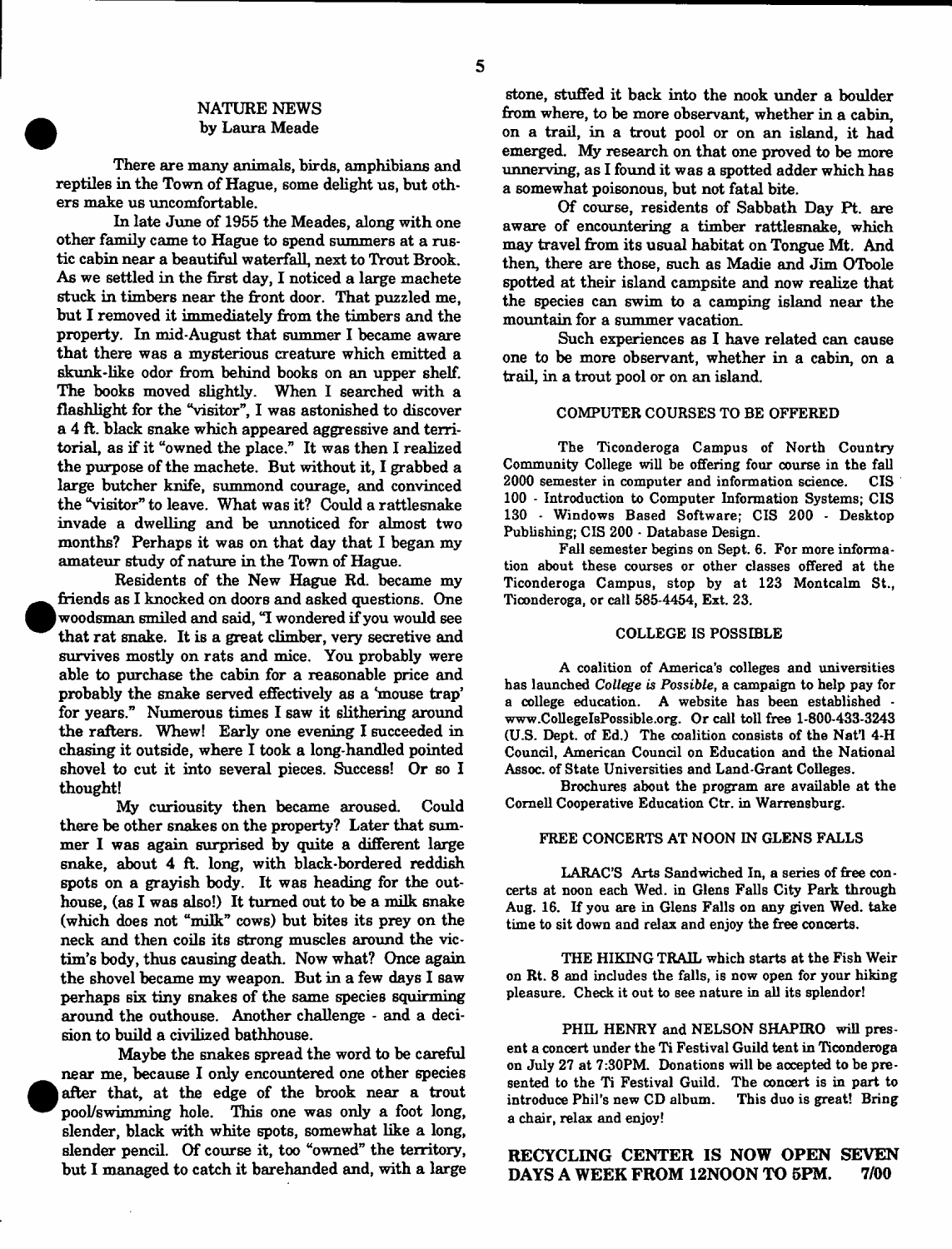## NATURE NEWS

by Laura Meade

There are many animals, birds, amphibians and reptiles in the Town of Hague, some delight us, but others make us uncomfortable.

In late June of 1955 the Meades, along with one other family came to Hague to spend summers at a rustic cabin near a beautiful waterfall, next to Trout Brook. As we settled in the first day, I noticed a large machete stuck in timbers near the front door. That puzzled me, but I removed it immediately from the timbers and the property. In mid-August that summer I became aware that there was a mysterious creature which emitted a skunk-like odor from behind books on an upper shelf. The books moved slightly. When I searched with a flashlight for the "visitor", I was astonished to discover a 4 ft. black snake which appeared aggressive and territorial, as if it "owned the place." It was then I realized the purpose of the machete. But without it, I grabbed a large butcher knife, summond courage, and convinced the "visitor" to leave. What was it? Could a rattlesnake invade a dwelling and be unnoticed for almost two months? Perhaps it was on that day that I began my amateur study of nature in the Town of Hague.

Residents of the New Hague Rd. became my friends as I knocked on doors and asked questions. One woodsman smiled and said, "I wondered if you would see that rat snake. It is a great climber, very secretive and survives mostly on rats and mice. You probably were able to purchase the cabin for a reasonable price and probably the snake served effectively as a 'mouse trap' for years." Numerous times I saw it slithering around the rafters. Whew! Early one evening I succeeded in chasing it outside, where I took a long-handled pointed shovel to cut it into several pieces. Success! Or so I thought!

My curiousity then became aroused. Could there be other snakes on the property? Later that summer I was again surprised by quite a different large snake, about 4 ft. long, with black-bordered reddish spots on a grayish body. It was heading for the outhouse, (as I was also!) It turned out to be a milk snake (which does not "milk" cows) but bites its prey on the neck and then coils its strong muscles around the victim's body, thus causing death. Now what? Once again the shovel became my weapon. But in a few days I saw perhaps six tiny snakes of the same species squirming around the outhouse. Another challenge - and a decision to build a civilized bathhouse.

Maybe the snakes spread the word to be careful near me, because I only encountered one other species after that, at the edge of the brook near a trout pool/swimming hole. This one was only a foot long, slender, black with white spots, somewhat like a long, slender pencil. Of course it, too "owned" the territory, but I managed to catch it barehanded and, with a large stone, stuffed it back into the nook under a boulder from where, to be more observant, whether in a cabin, on a trail, in a trout pool or on an island, it had emerged. My research on that one proved to be more unnerving, as I found it was a spotted adder which has a somewhat poisonous, but not fatal bite.

Of course, residents of Sabbath Day Pt. are aware of encountering a timber rattlesnake, which may travel from its usual habitat on Tongue Mt. And then, there are those, such as Madie and Jim OToole spotted at their island campsite and now realize that the species can swim to a camping island near the mountain for a summer vacation.

Such experiences as I have related can cause one to be more observant, whether in a cabin, on a trail, in a trout pool or on an island.

### COMPUTER COURSES TO BE OFFERED

The Ticonderoga Campus of North Country Community College will be offering four course in the fall 2000 semester in computer and information science. CIS 100 - Introduction to Computer Information Systems; CIS 130 - Windows Based Software; CIS 200 - Desktop Publishing; CIS 200 - Database Design.

Fall semester begins on Sept. 6. For more information about these courses or other classes offered at the Ticonderoga Campus, stop by at 123 Montcalm St., Ticonderoga, or call 585-4454, Ext. 23.

### COLLEGE IS POSSIBLE

A coalition of America's colleges and universities has launched *College is Possible*, a campaign to help pay for a college education. A website has been established - www.CollegeIsPossible.org. Or call toll free 1-800-433-3243 (U.S. Dept. of Ed.) The coalition consists of the Nat'l 4-H Council, American Council on Education and the National Assoc. of State Universities and Land-Grant Colleges.

Brochures about the program are available at the Cornell Cooperative Education Ctr. in Warrensburg.

### FREE CONCERTS AT NOON IN GLENS FALLS

LARAC'S Arts Sandwiched In, a series of free concerts at noon each Wed. in Glens Falls City Park through Aug. 16. If you are in Glens Falls on any given Wed. take time to sit down and relax and enjoy the free concerts.

THE HIKING TRAIL which starts at the Fish Weir on Rt. 8 and includes the falls, is now open for your hiking pleasure. Check it out to see nature in all its splendor!

PHIL HENRY and NELSON SHAPIRO will present a concert under the Ti Festival Guild tent in Ticonderoga on July 27 at 7:30PM. Donations will be accepted to be presented to the Ti Festival Guild. The concert is in part to introduce Phil's new CD album. This duo is great! Bring a chair, relax and enjoy!

**RECYCLING CENTER IS NOW OPEN SEVEN DAYS A WEEK FROM 12NOON TO 5PM. 7/00**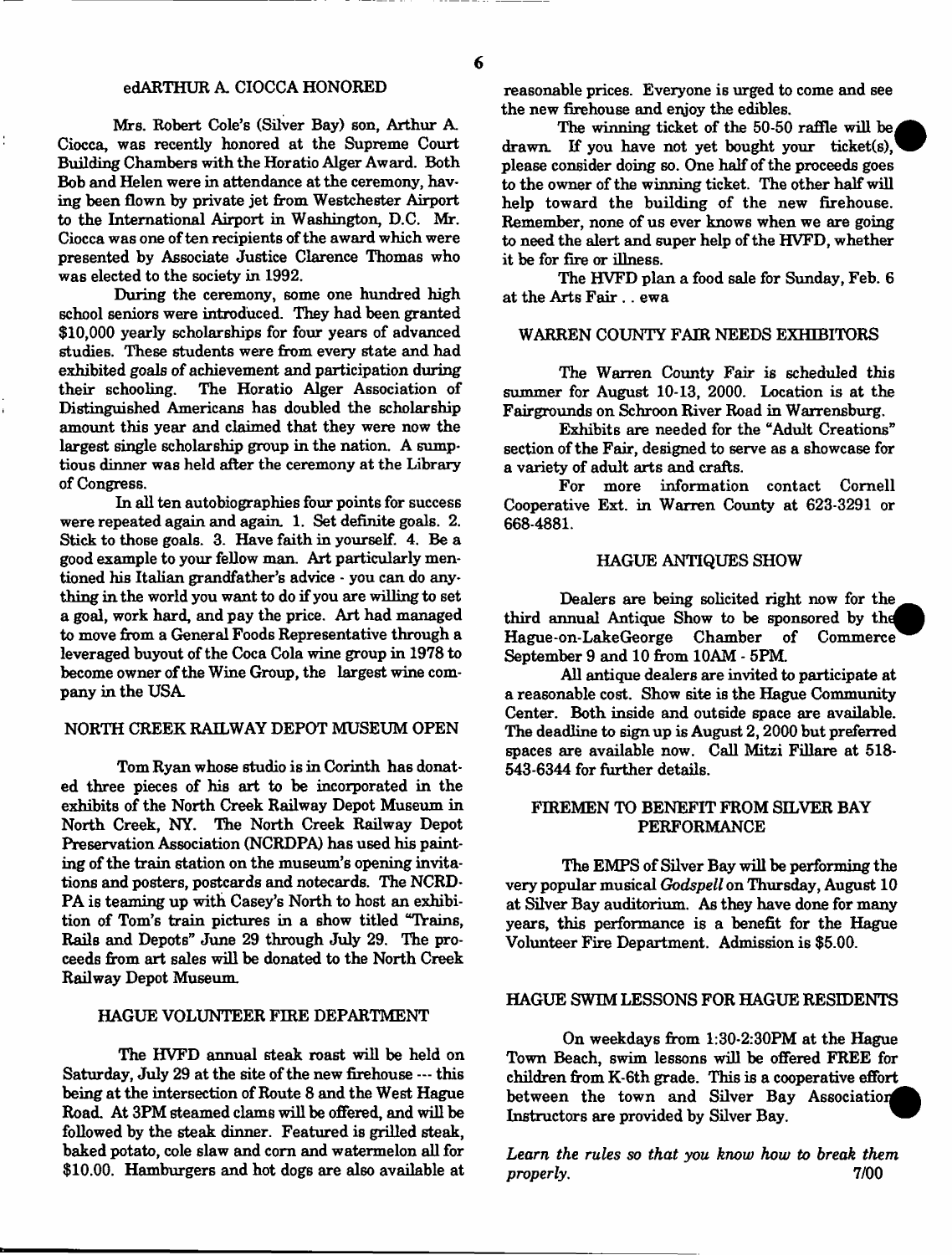## edARTHUR A. CIOCCA HONORED

Mrs. Robert Cole's (Silver Bay) son, Arthur A. Ciocca, was recently honored at the Supreme Court Building Chambers with the Horatio Alger Award. Both Bob and Helen were in attendance at the ceremony, having been flown by private jet from Westchester Airport to the International Airport in Washington, D.C. Mr. Ciocca was one of ten recipients of the award which were presented by Associate Justice Clarence Thomas who was elected to the society in 1992.

During the ceremony, some one hundred high school seniors were introduced. They had been granted $10,000 yearly scholarships for four years of advanced studies. These students were from every state and had exhibited goals of achievement and participation during their schooling. The Horatio Alger Association of Distinguished Americans has doubled the scholarship amount this year and claimed that they were now the largest single scholarship group in the nation. A sumptious dinner was held after the ceremony at the Library of Congress.

In all ten autobiographies four points for success were repeated again and again. 1. Set definite goals. 2. Stick to those goals. 3. Have faith in yourself. 4. Be a good example to your fellow man. Art particularly mentioned his Italian grandfather's advice - you can do anything in the world you want to do if you are willing to set a goal, work hard, and pay the price. Art had managed to move from a General Foods Representative through a leveraged buyout of the Coca Cola wine group in 1978 to become owner of the Wine Group, the largest wine company in the USA.

## NORTH CREEK RAILWAY DEPOT MUSEUM OPEN

Tom Ryan whose studio is in Corinth has donated three pieces of his art to be incorporated in the exhibits of the North Creek Railway Depot Museum in North Creek, NY. The North Creek Railway Depot Preservation Association (NCRDPA) has used his painting of the train station on the museum's opening invitations and posters, postcards and notecards. The NCRDPA is teaming up with Casey's North to host an exhibition of Tom's train pictures in a show titled "Trains, Rails and Depots" June 29 through July 29. The proceeds from art sales will be donated to the North Creek Railway Depot Museum.

## HAGUE VOLUNTEER FIRE DEPARTMENT

The HVFD annual steak roast will be held on Saturday, July 29 at the site of the new firehouse --- this being at the intersection of Route 8 and the West Hague Road. At 3PM steamed clams will be offered, and will be followed by the steak dinner. Featured is grilled steak, baked potato, cole slaw and corn and watermelon all for $10.00. Hamburgers and hot dogs are also available at reasonable prices. Everyone is urged to come and see the new firehouse and enjoy the edibles.

The winning ticket of the 50-50 raffle will be drawn. If you have not yet bought your ticket(s), please consider doing so. One half of the proceeds goes to the owner of the winning ticket. The other half will help toward the building of the new firehouse. Remember, none of us ever knows when we are going to need the alert and super help of the HVFD, whether it be for fire or illness.

The HVFD plan a food sale for Sunday, Feb. 6 at the Arts Fair . . ewa

## WARREN COUNTY FAIR NEEDS EXHIBITORS

The Warren County Fair is scheduled this summer for August 10-13, 2000. Location is at the Fairgrounds on Schroon River Road in Warrensburg.

Exhibits are needed for the "Adult Creations" section of the Fair, designed to serve as a showcase for a variety of adult arts and crafts.

For more information contact Cornell Cooperative Ext. in Warren County at 623-3291 or 668-4881.

## HAGUE ANTIQUES SHOW

Dealers are being solicited right now for the third annual Antique Show to be sponsored by the Hague-on-LakeGeorge Chamber of Commerce September 9 and 10 from 10AM - 5PM.

All antique dealers are invited to participate at a reasonable cost. Show site is the Hague Community Center. Both inside and outside space are available. The deadline to sign up is August 2, 2000 but preferred spaces are available now. Call Mitzi Fillare at 518-543-6344 for further details.

## FIREMEN TO BENEFIT FROM SILVER BAY PERFORMANCE

The EMPS of Silver Bay will be performing the very popular musical *Godspell* on Thursday, August 10 at Silver Bay auditorium. As they have done for many years, this performance is a benefit for the Hague Volunteer Fire Department. Admission is $5.00.

## HAGUE SWIM LESSONS FOR HAGUE RESIDENTS

On weekdays from 1:30-2:30PM at the Hague Town Beach, swim lessons will be offered FREE for children from K-6th grade. This is a cooperative effort between the town and Silver Bay Association. Instructors are provided by Silver Bay.

*Learn the rules so that you know how to break them properly.*

7/00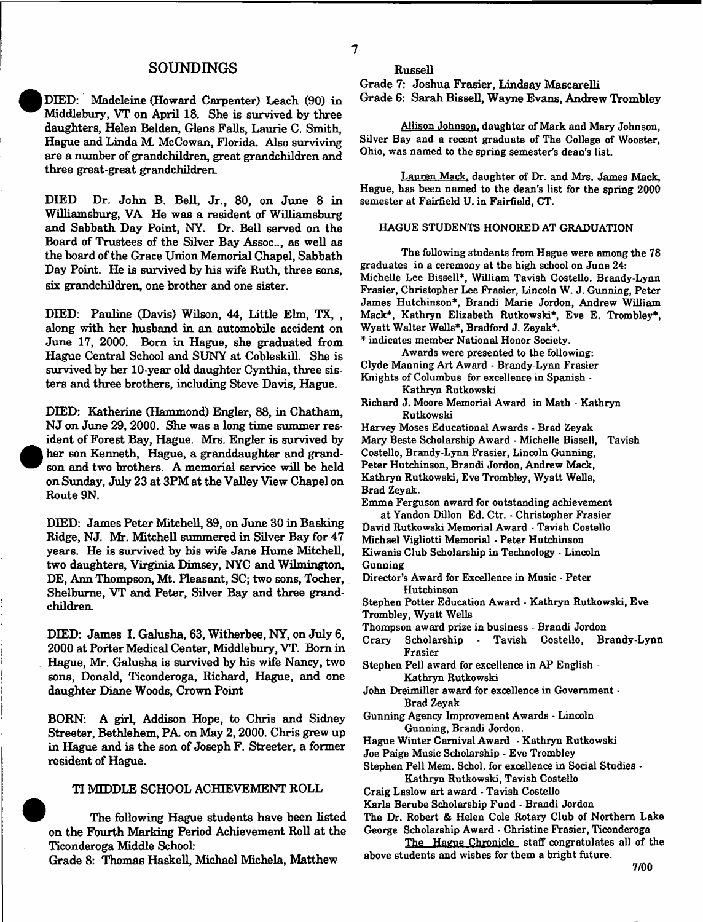## SOUNDINGS

DIED: Madeleine (Howard Carpenter) Leach (90) in Middlebury, VT on April 18. She is survived by three daughters, Helen Belden, Glens Falls, Laurie C. Smith, Hague and Linda M. McCowan, Florida. Also surviving are a number of grandchildren, great grandchildren and three great-great grandchildren.

DIED Dr. John B. Bell, Jr., 80, on June 8 in Williamsburg, VA He was a resident of Williamsburg and Sabbath Day Point, NY. Dr. Bell served on the Board of Trustees of the Silver Bay Assoc.., as well as the board of the Grace Union Memorial Chapel, Sabbath Day Point. He is survived by his wife Ruth, three sons, six grandchildren, one brother and one sister.

DIED: Pauline (Davis) Wilson, 44, Little Elm, TX, , along with her husband in an automobile accident on June 17, 2000. Born in Hague, she graduated from Hague Central School and SUNY at Cobleskill. She is survived by her 10-year old daughter Cynthia, three sisters and three brothers, including Steve Davis, Hague.

DIED: Katherine (Hammond) Engler, 88, in Chatham, NJ on June 29, 2000. She was a long time summer resident of Forest Bay, Hague. Mrs. Engler is survived by her son Kenneth, Hague, a granddaughter and grandson and two brothers. A memorial service will be held on Sunday, July 23 at 3PM at the Valley View Chapel on Route 9N.

DIED: James Peter Mitchell, 89, on June 30 in Basking Ridge, NJ. Mr. Mitchell summered in Silver Bay for 47 years. He is survived by his wife Jane Hume Mitchell, two daughters, Virginia Dimsey, NYC and Wilmington, DE, Ann Thompson, Mt. Pleasant, SC; two sons, Tocher, Shelburne, VT and Peter, Silver Bay and three grandchildren.

DIED: James I. Galusha, 63, Witherbee, NY, on July 6, 2000 at Porter Medical Center, Middlebury, VT. Born in Hague, Mr. Galusha is survived by his wife Nancy, two sons, Donald, Ticonderoga, Richard, Hague, and one daughter Diane Woods, Crown Point

BORN: A girl, Addison Hope, to Chris and Sidney Streeter, Bethlehem, PA. on May 2, 2000. Chris grew up in Hague and is the son of Joseph F. Streeter, a former resident of Hague.

### TI MIDDLE SCHOOL ACHIEVEMENT ROLL

The following Hague students have been listed on the Fourth Marking Period Achievement Roll at the Ticonderoga Middle School:

Grade 8: Thomas Haskell, Michael Michela, Matthew Russell

Grade 7: Joshua Frasier, Lindsay Mascarelli

Grade 6: Sarah Bissell, Wayne Evans, Andrew Trombley

Allison Johnson, daughter of Mark and Mary Johnson, Silver Bay and a recent graduate of The College of Wooster, Ohio, was named to the spring semester's dean's list.

Lauren Mack, daughter of Dr. and Mrs. James Mack, Hague, has been named to the dean's list for the spring 2000 semester at Fairfield U. in Fairfield, CT.

### HAGUE STUDENTS HONORED AT GRADUATION

The following students from Hague were among the 78 graduates in a ceremony at the high school on June 24: Michelle Lee Bissell*, William Tavish Costello. Brandy-Lynn Frasier, Christopher Lee Frasier, Lincoln W. J. Gunning, Peter James Hutchinson*, Brandi Marie Jordon, Andrew William Mack*, Kathryn Elizabeth Rutkowski*, Eve E. Trombley*, Wyatt Walter Wells*, Bradford J. Zeyak*.

* indicates member National Honor Society.

Awards were presented to the following:

Clyde Manning Art Award - Brandy-Lynn Frasier

Knights of Columbus for excellence in Spanish - Kathryn Rutkowski

Richard J. Moore Memorial Award in Math - Kathryn Rutkowski

Harvey Moses Educational Awards - Brad Zeyak

Mary Beste Scholarship Award - Michelle Bissell, Tavish Costello, Brandy-Lynn Frasier, Lincoln Gunning, Peter Hutchinson, Brandi Jordon, Andrew Mack, Kathryn Rutkowski, Eve Trombley, Wyatt Wells, Brad Zeyak.

Emma Ferguson award for outstanding achievement at Yandon Dillon Ed. Ctr. - Christopher Frasier

David Rutkowski Memorial Award - Tavish Costello

Michael Vigliotti Memorial - Peter Hutchinson

Kiwanis Club Scholarship in Technology - Lincoln Gunning

Director's Award for Excellence in Music - Peter Hutchinson

Stephen Potter Education Award - Kathryn Rutkowski, Eve Trombley, Wyatt Wells

Thompson award prize in business - Brandi Jordon

Crary Scholarship - Tavish Costello, Brandy-Lynn Frasier

Stephen Pell award for excellence in AP English - Kathryn Rutkowski

John Dreimiller award for excellence in Government - Brad Zeyak

Gunning Agency Improvement Awards - Lincoln Gunning, Brandi Jordon.

Hague Winter Carnival Award - Kathryn Rutkowski

Joe Paige Music Scholarship - Eve Trombley

Stephen Pell Mem. Schol. for excellence in Social Studies - Kathryn Rutkowski, Tavish Costello

Craig Laslow art award - Tavish Costello

Karla Berube Scholarship Fund - Brandi Jordon

The Dr. Robert & Helen Cole Rotary Club of Northern Lake George Scholarship Award - Christine Frasier, Ticonderoga

The Hague Chronicle staff congratulates all of the above students and wishes for them a bright future.

7/00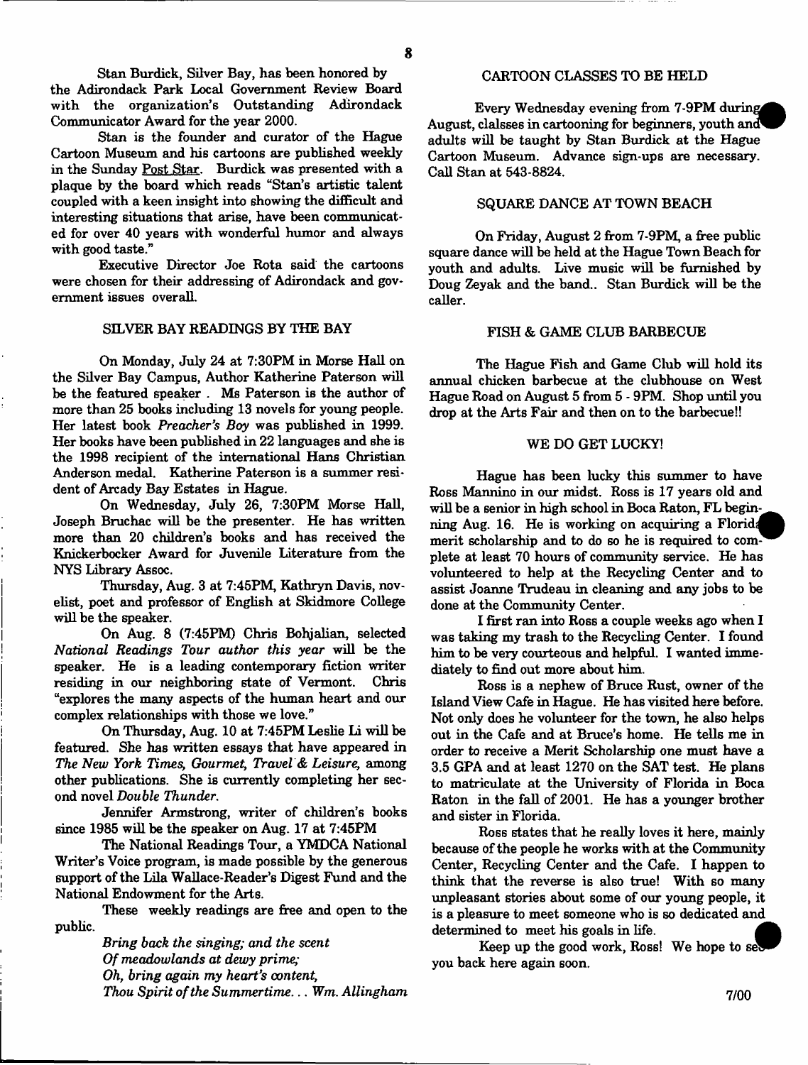Stan Burdick, Silver Bay, has been honored by the Adirondack Park Local Government Review Board with the organization's Outstanding Adirondack Communicator Award for the year 2000.

Stan is the founder and curator of the Hague Cartoon Museum and his cartoons are published weekly in the Sunday Post Star. Burdick was presented with a plaque by the board which reads "Stan's artistic talent coupled with a keen insight into showing the difficult and interesting situations that arise, have been communicated for over 40 years with wonderful humor and always with good taste."

Executive Director Joe Rota said the cartoons were chosen for their addressing of Adirondack and government issues overall.

## SILVER BAY READINGS BY THE BAY

On Monday, July 24 at 7:30PM in Morse Hall on the Silver Bay Campus, Author Katherine Paterson will be the featured speaker . Ms Paterson is the author of more than 25 books including 13 novels for young people. Her latest book *Preacher's Boy* was published in 1999. Her books have been published in 22 languages and she is the 1998 recipient of the international Hans Christian Anderson medal. Katherine Paterson is a summer resident of Arcady Bay Estates in Hague.

On Wednesday, July 26, 7:30PM Morse Hall, Joseph Bruchac will be the presenter. He has written more than 20 children's books and has received the Knickerbocker Award for Juvenile Literature from the NYS Library Assoc.

Thursday, Aug. 3 at 7:45PM, Kathryn Davis, novelist, poet and professor of English at Skidmore College will be the speaker.

On Aug. 8 (7:45PM) Chris Bohjalian, selected *National Readings Tour author this year* will be the speaker. He is a leading contemporary fiction writer residing in our neighboring state of Vermont. Chris "explores the many aspects of the human heart and our complex relationships with those we love."

On Thursday, Aug. 10 at 7:45PM Leslie Li will be featured. She has written essays that have appeared in *The New York Times, Gourmet, Travel & Leisure,* among other publications. She is currently completing her second novel *Double Thunder.*

Jennifer Armstrong, writer of children's books since 1985 will be the speaker on Aug. 17 at 7:45PM

The National Readings Tour, a YMDCA National Writer's Voice program, is made possible by the generous support of the Lila Wallace-Reader's Digest Fund and the National Endowment for the Arts.

These weekly readings are free and open to the public.

*Bring back the singing; and the scent*
*Of meadowlands at dewy prime;*
*Oh, bring again my heart's content,*
*Thou Spirit of the Summertime... Wm. Allingham*

## CARTOON CLASSES TO BE HELD

Every Wednesday evening from 7-9PM during August, clalsses in cartooning for beginners, youth and adults will be taught by Stan Burdick at the Hague Cartoon Museum. Advance sign-ups are necessary. Call Stan at 543-8824.

## SQUARE DANCE AT TOWN BEACH

On Friday, August 2 from 7-9PM, a free public square dance will be held at the Hague Town Beach for youth and adults. Live music will be furnished by Doug Zeyak and the band.. Stan Burdick will be the caller.

## FISH & GAME CLUB BARBECUE

The Hague Fish and Game Club will hold its annual chicken barbecue at the clubhouse on West Hague Road on August 5 from 5 - 9PM. Shop until you drop at the Arts Fair and then on to the barbecue!!

## WE DO GET LUCKY!

Hague has been lucky this summer to have Ross Mannino in our midst. Ross is 17 years old and will be a senior in high school in Boca Raton, FL beginning Aug. 16. He is working on acquiring a Florida merit scholarship and to do so he is required to complete at least 70 hours of community service. He has volunteered to help at the Recycling Center and to assist Joanne Trudeau in cleaning and any jobs to be done at the Community Center.

I first ran into Ross a couple weeks ago when I was taking my trash to the Recycling Center. I found him to be very courteous and helpful. I wanted immediately to find out more about him.

Ross is a nephew of Bruce Rust, owner of the Island View Cafe in Hague. He has visited here before. Not only does he volunteer for the town, he also helps out in the Cafe and at Bruce's home. He tells me in order to receive a Merit Scholarship one must have a 3.5 GPA and at least 1270 on the SAT test. He plans to matriculate at the University of Florida in Boca Raton in the fall of 2001. He has a younger brother and sister in Florida.

Ross states that he really loves it here, mainly because of the people he works with at the Community Center, Recycling Center and the Cafe. I happen to think that the reverse is also true! With so many unpleasant stories about some of our young people, it is a pleasure to meet someone who is so dedicated and determined to meet his goals in life.

Keep up the good work, Ross! We hope to see you back here again soon.

7/00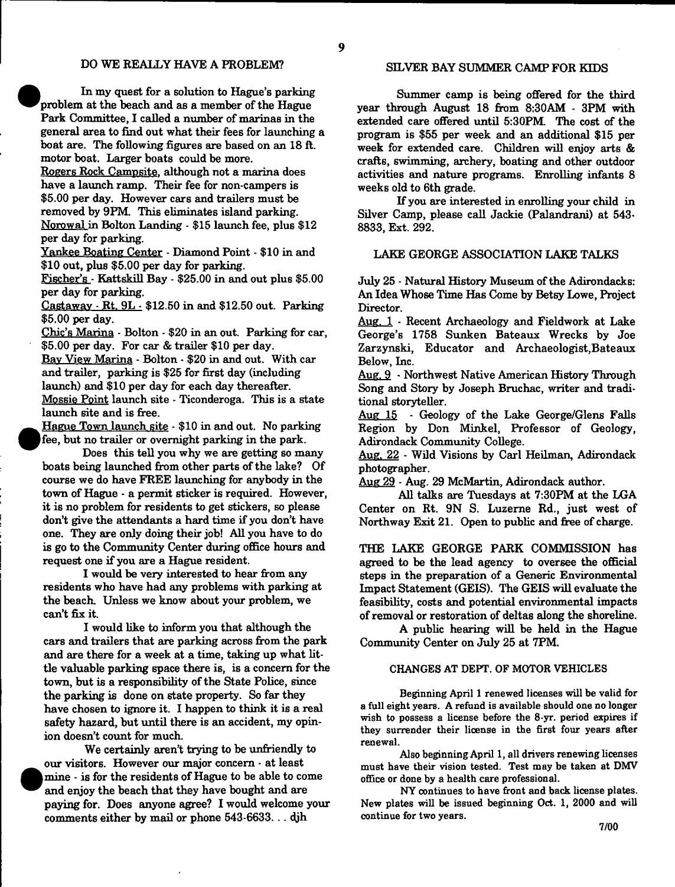## DO WE REALLY HAVE A PROBLEM?

In my quest for a solution to Hague's parking problem at the beach and as a member of the Hague Park Committee, I called a number of marinas in the general area to find out what their fees for launching a boat are. The following figures are based on an 18 ft. motor boat. Larger boats could be more.

Rogers Rock Campsite, although not a marina does have a launch ramp. Their fee for non-campers is $5.00 per day. However cars and trailers must be removed by 9PM. This eliminates island parking.

Norowal in Bolton Landing - $15 launch fee, plus $12 per day for parking.

Yankee Boating Center - Diamond Point - $10 in and $10 out, plus $5.00 per day for parking.

Fischer's - Kattskill Bay - $25.00 in and out plus $5.00 per day for parking.

Castaway - Rt. 9L - $12.50 in and $12.50 out. Parking $5.00 per day.

Chic's Marina - Bolton - $20 in an out. Parking for car, $5.00 per day. For car & trailer $10 per day.

Bay View Marina - Bolton - $20 in and out. With car and trailer, parking is $25 for first day (including launch) and $10 per day for each day thereafter.

Mossie Point launch site - Ticonderoga. This is a state launch site and is free.

Hague Town launch site - $10 in and out. No parking fee, but no trailer or overnight parking in the park.

Does this tell you why we are getting so many boats being launched from other parts of the lake? Of course we do have FREE launching for anybody in the town of Hague - a permit sticker is required. However, it is no problem for residents to get stickers, so please don't give the attendants a hard time if you don't have one. They are only doing their job! All you have to do is go to the Community Center during office hours and request one if you are a Hague resident.

I would be very interested to hear from any residents who have had any problems with parking at the beach. Unless we know about your problem, we can't fix it.

I would like to inform you that although the cars and trailers that are parking across from the park and are there for a week at a time, taking up what little valuable parking space there is, is a concern for the town, but is a responsibility of the State Police, since the parking is done on state property. So far they have chosen to ignore it. I happen to think it is a real safety hazard, but until there is an accident, my opinion doesn't count for much.

We certainly aren't trying to be unfriendly to our visitors. However our major concern - at least mine - is for the residents of Hague to be able to come and enjoy the beach that they have bought and are paying for. Does anyone agree? I would welcome your comments either by mail or phone 543-6633. . . djh

## SILVER BAY SUMMER CAMP FOR KIDS

Summer camp is being offered for the third year through August 18 from 8:30AM - 3PM with extended care offered until 5:30PM. The cost of the program is $55 per week and an additional $15 per week for extended care. Children will enjoy arts & crafts, swimming, archery, boating and other outdoor activities and nature programs. Enrolling infants 8 weeks old to 6th grade.

If you are interested in enrolling your child in Silver Camp, please call Jackie (Palandrani) at 543-8833, Ext. 292.

## LAKE GEORGE ASSOCIATION LAKE TALKS

July 25 - Natural History Museum of the Adirondacks: An Idea Whose Time Has Come by Betsy Lowe, Project Director.

Aug. 1 - Recent Archaeology and Fieldwork at Lake George's 1758 Sunken Bateaux Wrecks by Joe Zarzynski, Educator and Archaeologist,Bateaux Below, Inc.

Aug. 9 - Northwest Native American History Through Song and Story by Joseph Bruchac, writer and traditional storyteller.

Aug 15 - Geology of the Lake George/Glens Falls Region by Don Minkel, Professor of Geology, Adirondack Community College.

Aug. 22 - Wild Visions by Carl Heilman, Adirondack photographer.

Aug 29 - Aug. 29 McMartin, Adirondack author.

All talks are Tuesdays at 7:30PM at the LGA Center on Rt. 9N S. Luzerne Rd., just west of Northway Exit 21. Open to public and free of charge.

THE LAKE GEORGE PARK COMMISSION has agreed to be the lead agency to oversee the official steps in the preparation of a Generic Environmental Impact Statement (GEIS). The GEIS will evaluate the feasibility, costs and potential environmental impacts of removal or restoration of deltas along the shoreline.

A public hearing will be held in the Hague Community Center on July 25 at 7PM.

## CHANGES AT DEPT. OF MOTOR VEHICLES

Beginning April 1 renewed licenses will be valid for a full eight years. A refund is available should one no longer wish to possess a license before the 8-yr. period expires if they surrender their license in the first four years after renewal.

Also beginning April 1, all drivers renewing licenses must have their vision tested. Test may be taken at DMV office or done by a health care professional.

NY continues to have front and back license plates. New plates will be issued beginning Oct. 1, 2000 and will continue for two years.

7/00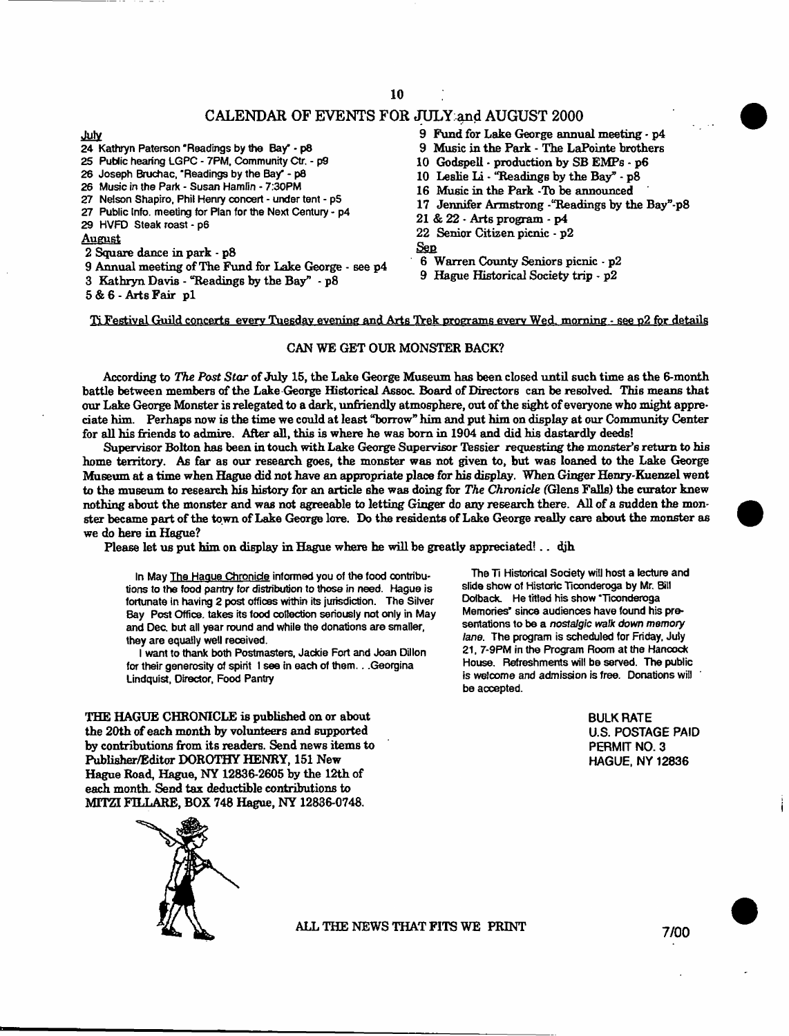## CALENDAR OF EVENTS FOR JULY and AUGUST 2000

**July**

- 24 Kathryn Paterson "Readings by the Bay" - p8
- 25 Public hearing LGPC - 7PM, Community Ctr. - p9
- 26 Joseph Bruchac, "Readings by the Bay" - p8
- 26 Music in the Park - Susan Hamlin - 7:30PM
- 27 Nelson Shapiro, Phil Henry concert - under tent - p5
- 27 Public Info. meeting for Plan for the Next Century - p4
- 29 HVFD Steak roast - p6

**August**

- 2 Square dance in park - p8
- 9 Annual meeting of The Fund for Lake George - see p4
- 3 Kathryn Davis - "Readings by the Bay" - p8
- 5 & 6 - Arts Fair p1
- 9 Fund for Lake George annual meeting - p4
- 9 Music in the Park - The LaPointe brothers
- 10 Godspell - production by SB EMPs - p6
- 10 Leslie Li - "Readings by the Bay" - p8
- 16 Music in the Park -To be announced
- 17 Jennifer Armstrong -"Readings by the Bay"-p8
- 21 & 22 - Arts program - p4
- 22 Senior Citizen picnic - p2

**Sep**

- 6 Warren County Seniors picnic - p2
- 9 Hague Historical Society trip - p2

Ti Festival Guild concerts every Tuesday evening and Arts Trek programs every Wed. morning - see p2 for details

### CAN WE GET OUR MONSTER BACK?

According to *The Post Star* of July 15, the Lake George Museum has been closed until such time as the 6-month battle between members of the Lake George Historical Assoc. Board of Directors can be resolved. This means that our Lake George Monster is relegated to a dark, unfriendly atmosphere, out of the sight of everyone who might appreciate him. Perhaps now is the time we could at least "borrow" him and put him on display at our Community Center for all his friends to admire. After all, this is where he was born in 1904 and did his dastardly deeds!

Supervisor Bolton has been in touch with Lake George Supervisor Tessier requesting the monster's return to his home territory. As far as our research goes, the monster was not given to, but was loaned to the Lake George Museum at a time when Hague did not have an appropriate place for his display. When Ginger Henry-Kuenzel went to the museum to research his history for an article she was doing for *The Chronicle* (Glens Falls) the curator knew nothing about the monster and was not agreeable to letting Ginger do any research there. All of a sudden the monster became part of the town of Lake George lore. Do the residents of Lake George really care about the monster as we do here in Hague?

Please let us put him on display in Hague where he will be greatly appreciated! .. djh

In May The Hague Chronicle informed you of the food contributions to the food pantry for distribution to those in need. Hague is fortunate in having 2 post offices within its jurisdiction. The Silver Bay Post Office. takes its food collection seriously not only in May and Dec. but all year round and while the donations are smaller, they are equally well received.

I want to thank both Postmasters, Jackie Fort and Joan Dillon for their generosity of spirit I see in each of them. . .Georgina Lindquist, Director, Food Pantry

The Ti Historical Society will host a lecture and slide show of Historic Ticonderoga by Mr. Bill Dolback. He titled his show "Ticonderoga Memories" since audiences have found his presentations to be a *nostalgic walk down memory lane*. The program is scheduled for Friday, July 21, 7-9PM in the Program Room at the Hancock House. Refreshments will be served. The public is welcome and admission is free. Donations will be accepted.

**THE HAGUE CHRONICLE** is published on or about the 20th of each month by volunteers and supported by contributions from its readers. Send news items to Publisher/Editor DOROTHY HENRY, 151 New Hague Road, Hague, NY 12836-2605 by the 12th of each month. Send tax deductible contributions to MITZI FILLARE, BOX 748 Hague, NY 12836-0748.

BULK RATE
U.S. POSTAGE PAID
PERMIT NO. 3
HAGUE, NY 12836

ALL THE NEWS THAT FITS WE PRINT

7/00